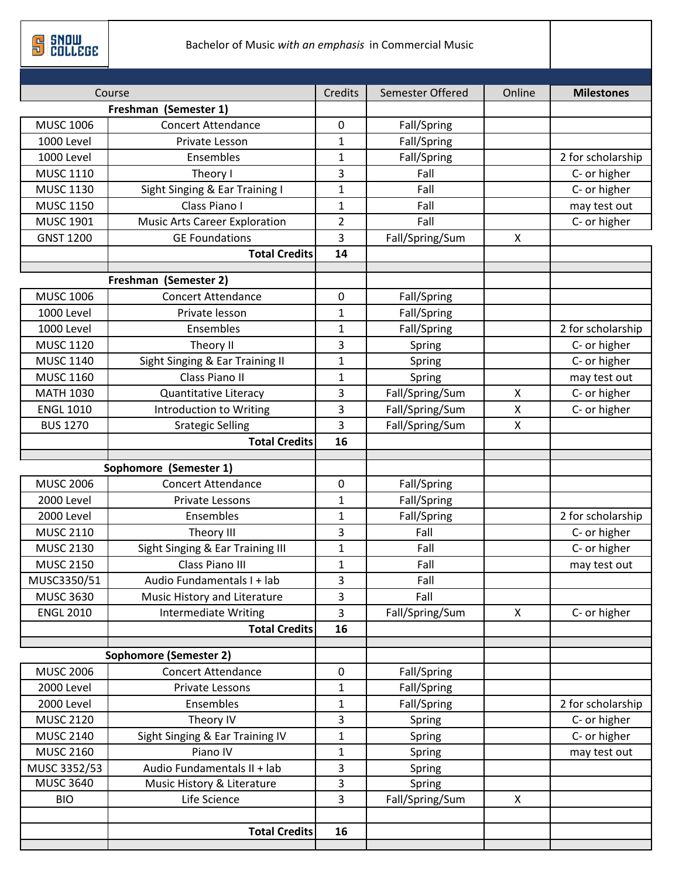# Bachelor of Music *with an emphasis* in Commercial Music

| Course | | Credits | Semester Offered | Online | Milestones |
|---|---|---|---|---|---|
| | **Freshman (Semester 1)** | | | | |
| MUSC 1006 | Concert Attendance | 0 | Fall/Spring | | |
| 1000 Level | Private Lesson | 1 | Fall/Spring | | |
| 1000 Level | Ensembles | 1 | Fall/Spring | | 2 for scholarship |
| MUSC 1110 | Theory I | 3 | Fall | | C- or higher |
| MUSC 1130 | Sight Singing & Ear Training I | 1 | Fall | | C- or higher |
| MUSC 1150 | Class Piano I | 1 | Fall | | may test out |
| MUSC 1901 | Music Arts Career Exploration | 2 | Fall | | C- or higher |
| GNST 1200 | GE Foundations | 3 | Fall/Spring/Sum | X | |
| | **Total Credits** | **14** | | | |
| | | | | | |
| | **Freshman (Semester 2)** | | | | |
| MUSC 1006 | Concert Attendance | 0 | Fall/Spring | | |
| 1000 Level | Private lesson | 1 | Fall/Spring | | |
| 1000 Level | Ensembles | 1 | Fall/Spring | | 2 for scholarship |
| MUSC 1120 | Theory II | 3 | Spring | | C- or higher |
| MUSC 1140 | Sight Singing & Ear Training II | 1 | Spring | | C- or higher |
| MUSC 1160 | Class Piano II | 1 | Spring | | may test out |
| MATH 1030 | Quantitative Literacy | 3 | Fall/Spring/Sum | X | C- or higher |
| ENGL 1010 | Introduction to Writing | 3 | Fall/Spring/Sum | X | C- or higher |
| BUS 1270 | Srategic Selling | 3 | Fall/Spring/Sum | X | |
| | **Total Credits** | **16** | | | |
| | | | | | |
| | **Sophomore (Semester 1)** | | | | |
| MUSC 2006 | Concert Attendance | 0 | Fall/Spring | | |
| 2000 Level | Private Lessons | 1 | Fall/Spring | | |
| 2000 Level | Ensembles | 1 | Fall/Spring | | 2 for scholarship |
| MUSC 2110 | Theory III | 3 | Fall | | C- or higher |
| MUSC 2130 | Sight Singing & Ear Training III | 1 | Fall | | C- or higher |
| MUSC 2150 | Class Piano III | 1 | Fall | | may test out |
| MUSC3350/51 | Audio Fundamentals I + lab | 3 | Fall | | |
| MUSC 3630 | Music History and Literature | 3 | Fall | | |
| ENGL 2010 | Intermediate Writing | 3 | Fall/Spring/Sum | X | C- or higher |
| | **Total Credits** | **16** | | | |
| | | | | | |
| | **Sophomore (Semester 2)** | | | | |
| MUSC 2006 | Concert Attendance | 0 | Fall/Spring | | |
| 2000 Level | Private Lessons | 1 | Fall/Spring | | |
| 2000 Level | Ensembles | 1 | Fall/Spring | | 2 for scholarship |
| MUSC 2120 | Theory IV | 3 | Spring | | C- or higher |
| MUSC 2140 | Sight Singing & Ear Training IV | 1 | Spring | | C- or higher |
| MUSC 2160 | Piano IV | 1 | Spring | | may test out |
| MUSC 3352/53 | Audio Fundamentals II + lab | 3 | Spring | | |
| MUSC 3640 | Music History & Literature | 3 | Spring | | |
| BIO | Life Science | 3 | Fall/Spring/Sum | X | |
| | | | | | |
| | **Total Credits** | **16** | | | |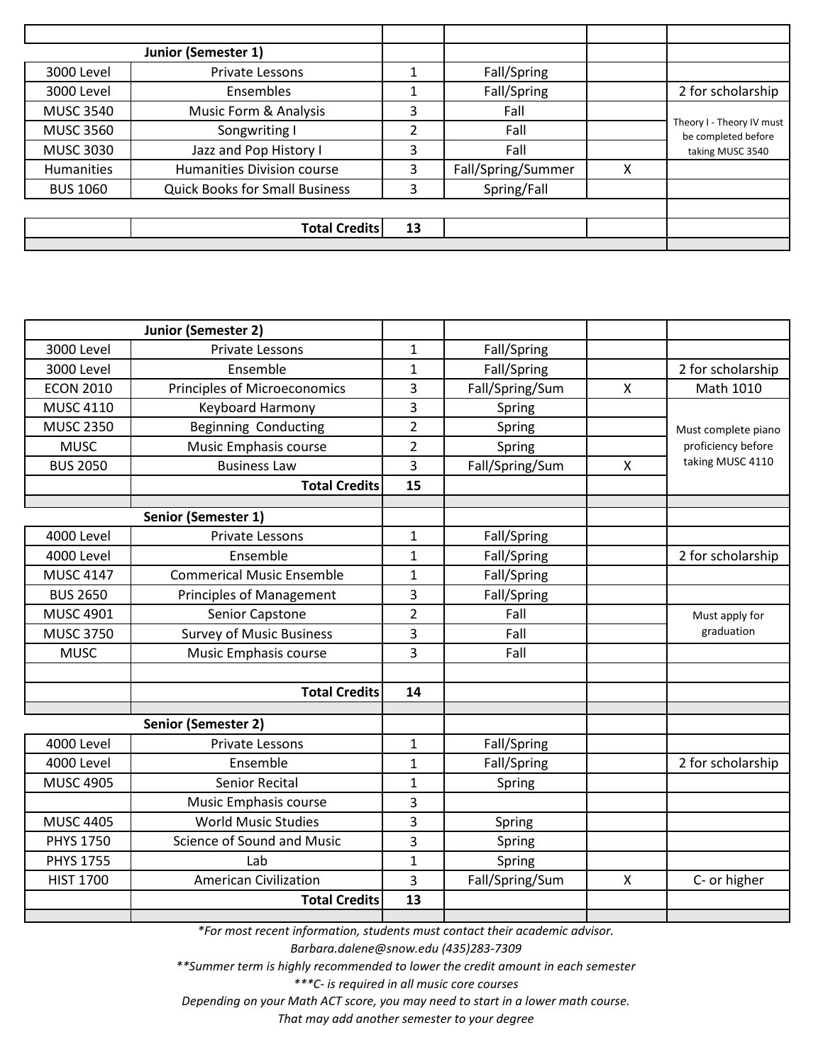| | | | | | |
|---|---|---|---|---|---|
| | **Junior (Semester 1)** | | | | |
| 3000 Level | Private Lessons | 1 | Fall/Spring | | |
| 3000 Level | Ensembles | 1 | Fall/Spring | | 2 for scholarship |
| MUSC 3540 | Music Form & Analysis | 3 | Fall | | Theory I - Theory IV must be completed before taking MUSC 3540 |
| MUSC 3560 | Songwriting I | 2 | Fall | | |
| MUSC 3030 | Jazz and Pop History I | 3 | Fall | | |
| Humanities | Humanities Division course | 3 | Fall/Spring/Summer | X | |
| BUS 1060 | Quick Books for Small Business | 3 | Spring/Fall | | |
| | | | | | |
| | **Total Credits** | **13** | | | |

| | | | | | |
|---|---|---|---|---|---|
| | **Junior (Semester 2)** | | | | |
| 3000 Level | Private Lessons | 1 | Fall/Spring | | |
| 3000 Level | Ensemble | 1 | Fall/Spring | | 2 for scholarship |
| ECON 2010 | Principles of Microeconomics | 3 | Fall/Spring/Sum | X | Math 1010 |
| MUSC 4110 | Keyboard Harmony | 3 | Spring | | Must complete piano proficiency before taking MUSC 4110 |
| MUSC 2350 | Beginning Conducting | 2 | Spring | | |
| MUSC | Music Emphasis course | 2 | Spring | | |
| BUS 2050 | Business Law | 3 | Fall/Spring/Sum | X | |
| | **Total Credits** | **15** | | | |
| | | | | | |
| | **Senior (Semester 1)** | | | | |
| 4000 Level | Private Lessons | 1 | Fall/Spring | | |
| 4000 Level | Ensemble | 1 | Fall/Spring | | 2 for scholarship |
| MUSC 4147 | Commerical Music Ensemble | 1 | Fall/Spring | | |
| BUS 2650 | Principles of Management | 3 | Fall/Spring | | |
| MUSC 4901 | Senior Capstone | 2 | Fall | | Must apply for graduation |
| MUSC 3750 | Survey of Music Business | 3 | Fall | | |
| MUSC | Music Emphasis course | 3 | Fall | | |
| | | | | | |
| | **Total Credits** | **14** | | | |
| | | | | | |
| | **Senior (Semester 2)** | | | | |
| 4000 Level | Private Lessons | 1 | Fall/Spring | | |
| 4000 Level | Ensemble | 1 | Fall/Spring | | 2 for scholarship |
| MUSC 4905 | Senior Recital | 1 | Spring | | |
| | Music Emphasis course | 3 | | | |
| MUSC 4405 | World Music Studies | 3 | Spring | | |
| PHYS 1750 | Science of Sound and Music | 3 | Spring | | |
| PHYS 1755 | Lab | 1 | Spring | | |
| HIST 1700 | American Civilization | 3 | Fall/Spring/Sum | X | C- or higher |
| | **Total Credits** | **13** | | | |

*\*For most recent information, students must contact their academic advisor.*
*Barbara.dalene@snow.edu (435)283-7309*
*\*\*Summer term is highly recommended to lower the credit amount in each semester*
*\*\*\*C- is required in all music core courses*
*Depending on your Math ACT score, you may need to start in a lower math course.*
*That may add another semester to your degree*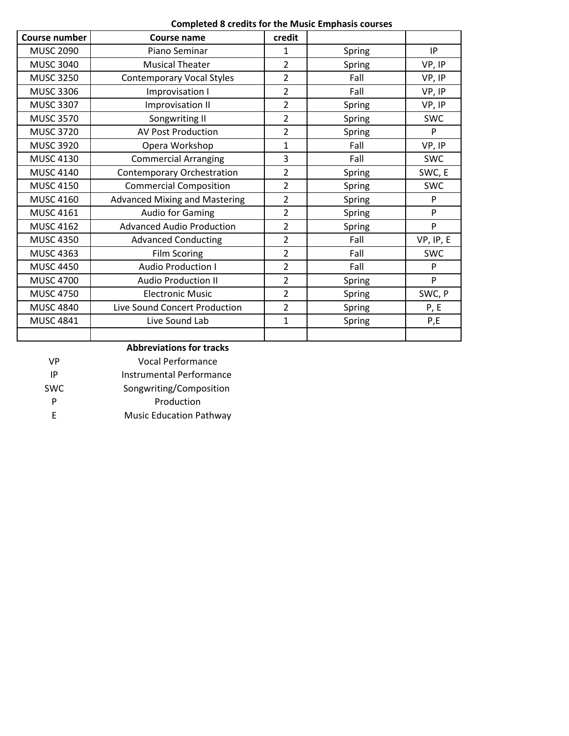**Completed 8 credits for the Music Emphasis courses**

| Course number | Course name | credit | | |
|---|---|---|---|---|
| MUSC 2090 | Piano Seminar | 1 | Spring | IP |
| MUSC 3040 | Musical Theater | 2 | Spring | VP, IP |
| MUSC 3250 | Contemporary Vocal Styles | 2 | Fall | VP, IP |
| MUSC 3306 | Improvisation I | 2 | Fall | VP, IP |
| MUSC 3307 | Improvisation II | 2 | Spring | VP, IP |
| MUSC 3570 | Songwriting II | 2 | Spring | SWC |
| MUSC 3720 | AV Post Production | 2 | Spring | P |
| MUSC 3920 | Opera Workshop | 1 | Fall | VP, IP |
| MUSC 4130 | Commercial Arranging | 3 | Fall | SWC |
| MUSC 4140 | Contemporary Orchestration | 2 | Spring | SWC, E |
| MUSC 4150 | Commercial Composition | 2 | Spring | SWC |
| MUSC 4160 | Advanced Mixing and Mastering | 2 | Spring | P |
| MUSC 4161 | Audio for Gaming | 2 | Spring | P |
| MUSC 4162 | Advanced Audio Production | 2 | Spring | P |
| MUSC 4350 | Advanced Conducting | 2 | Fall | VP, IP, E |
| MUSC 4363 | Film Scoring | 2 | Fall | SWC |
| MUSC 4450 | Audio Production I | 2 | Fall | P |
| MUSC 4700 | Audio Production II | 2 | Spring | P |
| MUSC 4750 | Electronic Music | 2 | Spring | SWC, P |
| MUSC 4840 | Live Sound Concert Production | 2 | Spring | P, E |
| MUSC 4841 | Live Sound Lab | 1 | Spring | P,E |
| | | | | |

**Abbreviations for tracks**

| | |
|---|---|
| VP | Vocal Performance |
| IP | Instrumental Performance |
| SWC | Songwriting/Composition |
| P | Production |
| E | Music Education Pathway |